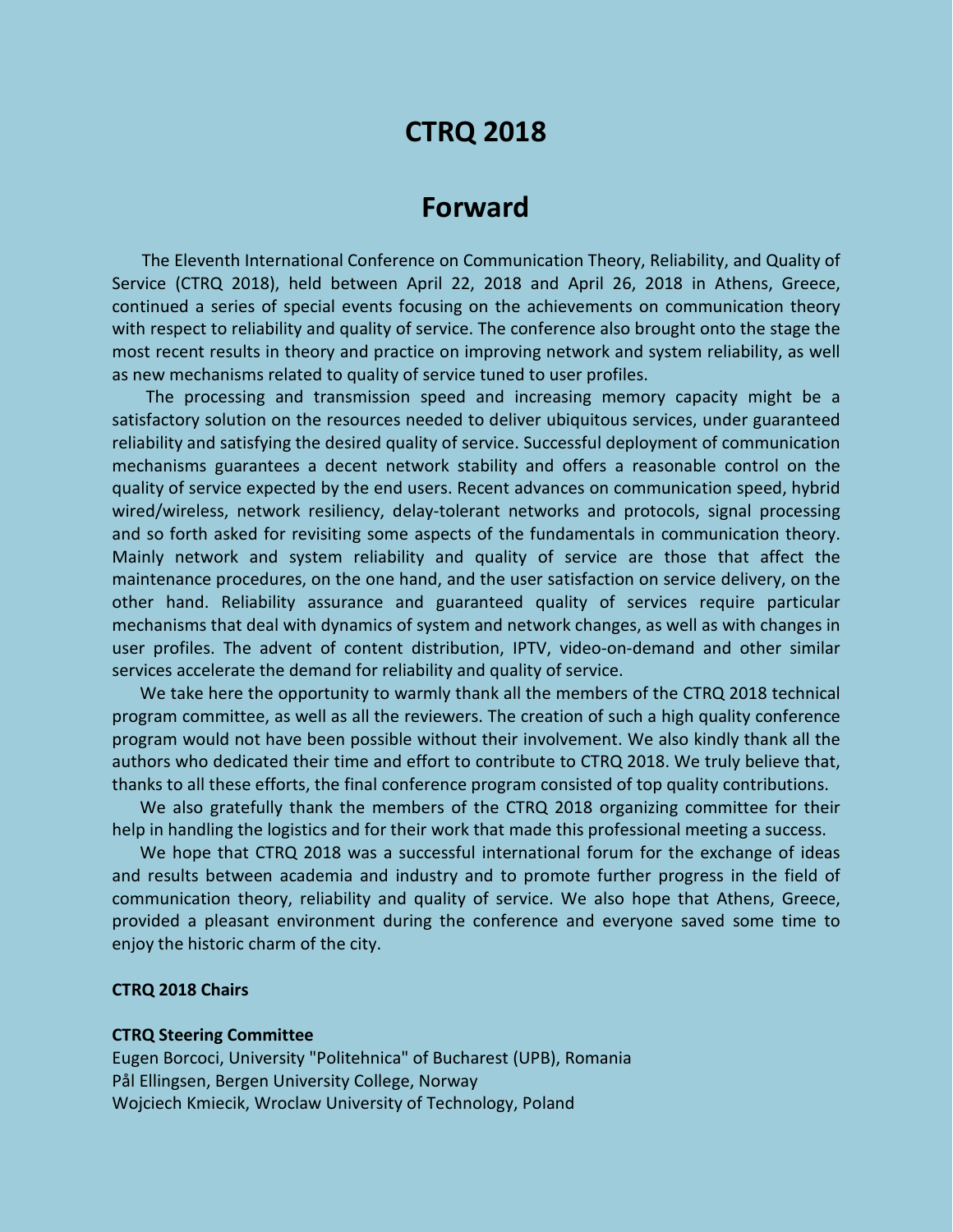# CTRQ 2018

## Forward

The Eleventh International Conference on Communication Theory, Reliability, and Quality of Service (CTRQ 2018), held between April 22, 2018 and April 26, 2018 in Athens, Greece, continued a series of special events focusing on the achievements on communication theory with respect to reliability and quality of service. The conference also brought onto the stage the most recent results in theory and practice on improving network and system reliability, as well as new mechanisms related to quality of service tuned to user profiles.

The processing and transmission speed and increasing memory capacity might be a satisfactory solution on the resources needed to deliver ubiquitous services, under guaranteed reliability and satisfying the desired quality of service. Successful deployment of communication mechanisms guarantees a decent network stability and offers a reasonable control on the quality of service expected by the end users. Recent advances on communication speed, hybrid wired/wireless, network resiliency, delay-tolerant networks and protocols, signal processing and so forth asked for revisiting some aspects of the fundamentals in communication theory. Mainly network and system reliability and quality of service are those that affect the maintenance procedures, on the one hand, and the user satisfaction on service delivery, on the other hand. Reliability assurance and guaranteed quality of services require particular mechanisms that deal with dynamics of system and network changes, as well as with changes in user profiles. The advent of content distribution, IPTV, video-on-demand and other similar services accelerate the demand for reliability and quality of service.

We take here the opportunity to warmly thank all the members of the CTRQ 2018 technical program committee, as well as all the reviewers. The creation of such a high quality conference program would not have been possible without their involvement. We also kindly thank all the authors who dedicated their time and effort to contribute to CTRQ 2018. We truly believe that, thanks to all these efforts, the final conference program consisted of top quality contributions.

We also gratefully thank the members of the CTRQ 2018 organizing committee for their help in handling the logistics and for their work that made this professional meeting a success.

We hope that CTRQ 2018 was a successful international forum for the exchange of ideas and results between academia and industry and to promote further progress in the field of communication theory, reliability and quality of service. We also hope that Athens, Greece, provided a pleasant environment during the conference and everyone saved some time to enjoy the historic charm of the city.

**CTRQ 2018 Chairs**

**CTRQ Steering Committee**

Eugen Borcoci, University "Politehnica" of Bucharest (UPB), Romania
Pål Ellingsen, Bergen University College, Norway
Wojciech Kmiecik, Wroclaw University of Technology, Poland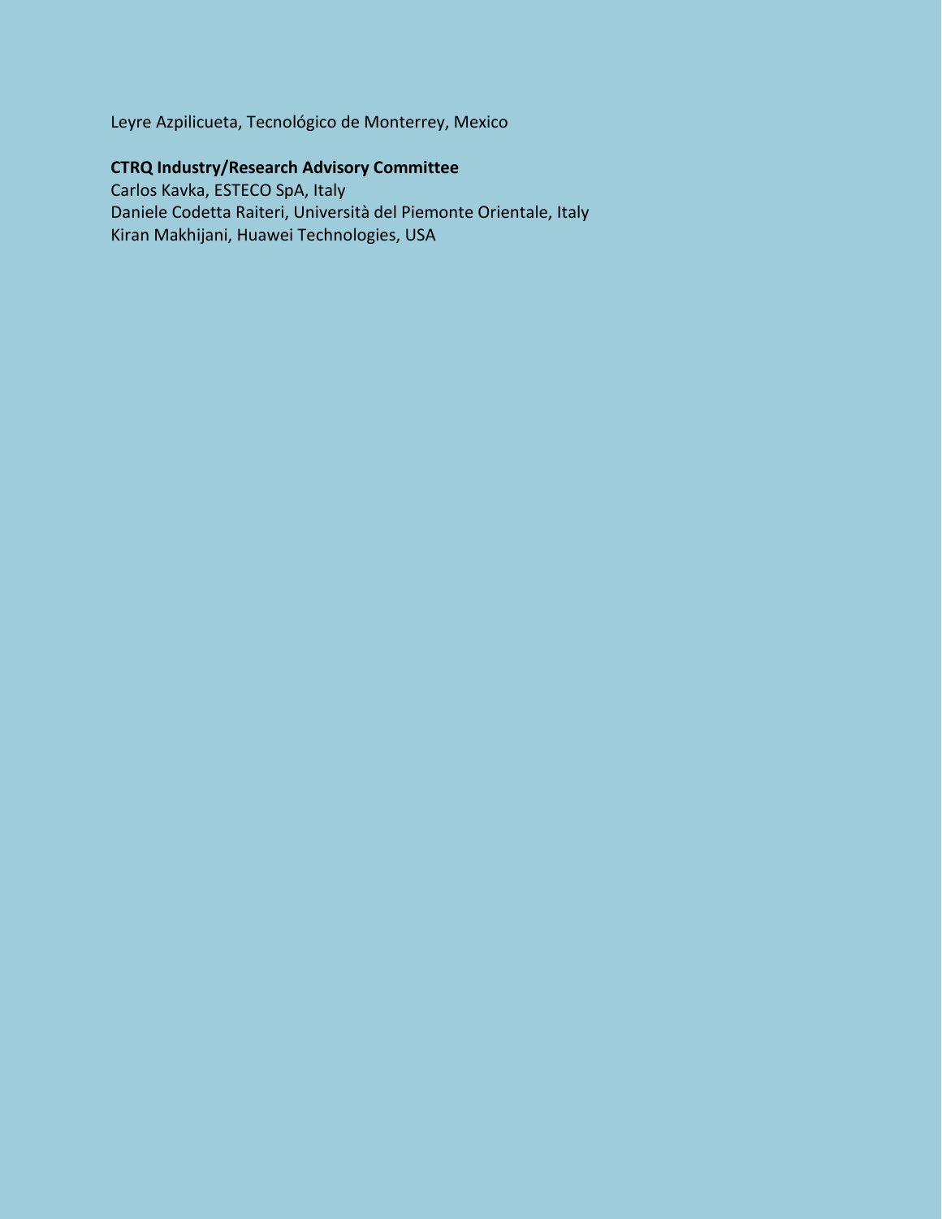Leyre Azpilicueta, Tecnológico de Monterrey, Mexico

**CTRQ Industry/Research Advisory Committee**

Carlos Kavka, ESTECO SpA, Italy
Daniele Codetta Raiteri, Università del Piemonte Orientale, Italy
Kiran Makhijani, Huawei Technologies, USA